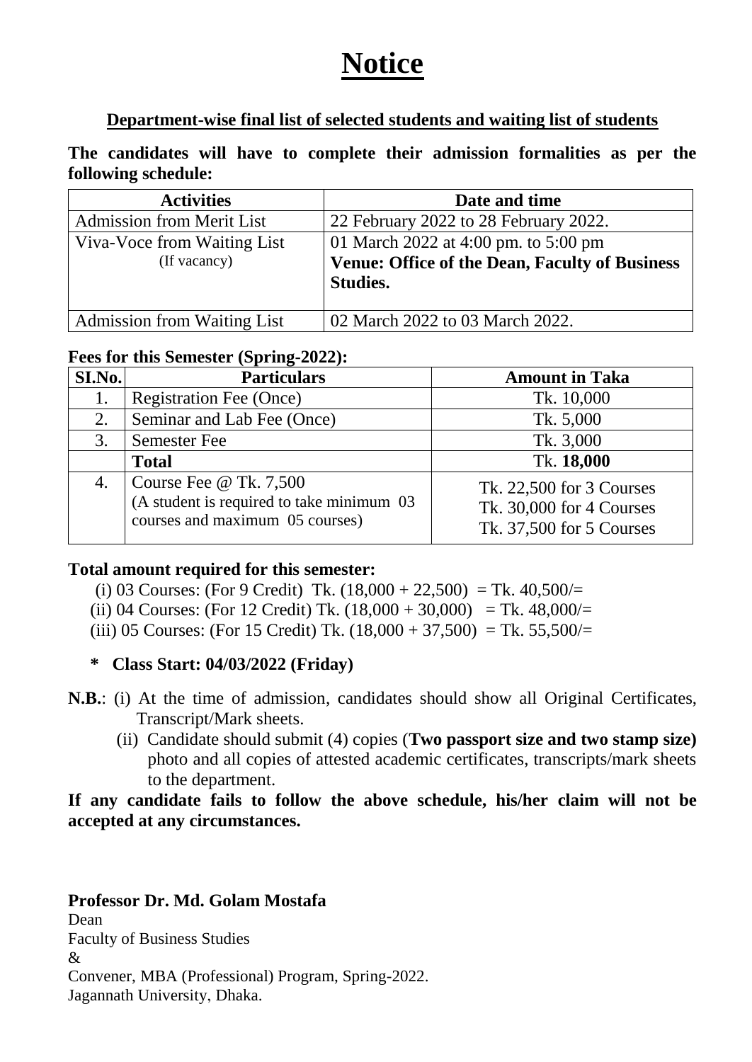# Notice

## Department-wise final list of selected students and waiting list of students

**The candidates will have to complete their admission formalities as per the following schedule:**

| Activities | Date and time |
|---|---|
| Admission from Merit List | 22 February 2022 to 28 February 2022. |
| Viva-Voce from Waiting List (If vacancy) | 01 March 2022 at 4:00 pm. to 5:00 pm **Venue: Office of the Dean, Faculty of Business Studies.** |
| Admission from Waiting List | 02 March 2022 to 03 March 2022. |

**Fees for this Semester (Spring-2022):**

| SI.No. | Particulars | Amount in Taka |
|---|---|---|
| 1. | Registration Fee (Once) | Tk. 10,000 |
| 2. | Seminar and Lab Fee (Once) | Tk. 5,000 |
| 3. | Semester Fee | Tk. 3,000 |
| | **Total** | Tk. **18,000** |
| 4. | Course Fee @ Tk. 7,500 (A student is required to take minimum 03 courses and maximum 05 courses) | Tk. 22,500 for 3 Courses Tk. 30,000 for 4 Courses Tk. 37,500 for 5 Courses |

**Total amount required for this semester:**

(i) 03 Courses: (For 9 Credit) Tk. (18,000 + 22,500) = Tk. 40,500/=
(ii) 04 Courses: (For 12 Credit) Tk. (18,000 + 30,000) = Tk. 48,000/=
(iii) 05 Courses: (For 15 Credit) Tk. (18,000 + 37,500) = Tk. 55,500/=

- **Class Start: 04/03/2022 (Friday)**

**N.B.**: (i) At the time of admission, candidates should show all Original Certificates, Transcript/Mark sheets.

(ii) Candidate should submit (4) copies (**Two passport size and two stamp size)** photo and all copies of attested academic certificates, transcripts/mark sheets to the department.

**If any candidate fails to follow the above schedule, his/her claim will not be accepted at any circumstances.**

**Professor Dr. Md. Golam Mostafa**
Dean
Faculty of Business Studies
&
Convener, MBA (Professional) Program, Spring-2022.
Jagannath University, Dhaka.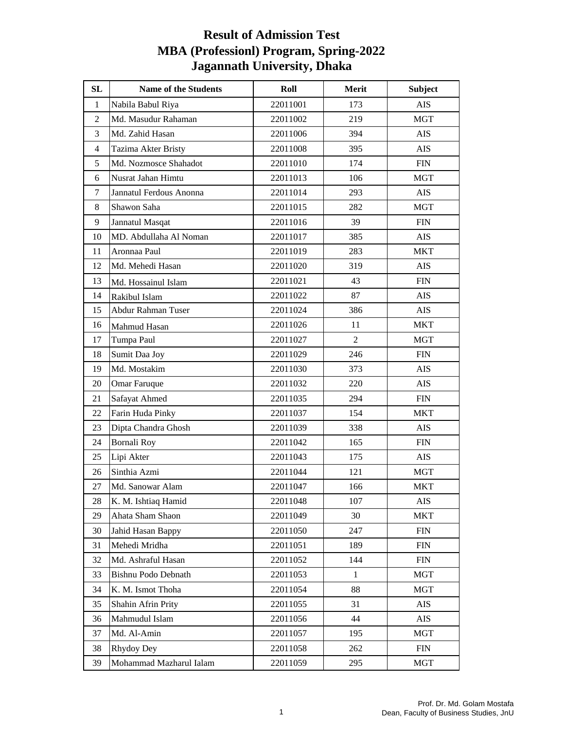# Result of Admission Test
# MBA (Professionl) Program, Spring-2022
# Jagannath University, Dhaka

| SL | Name of the Students | Roll | Merit | Subject |
|---|---|---|---|---|
| 1 | Nabila Babul Riya | 22011001 | 173 | AIS |
| 2 | Md. Masudur Rahaman | 22011002 | 219 | MGT |
| 3 | Md. Zahid Hasan | 22011006 | 394 | AIS |
| 4 | Tazima Akter Bristy | 22011008 | 395 | AIS |
| 5 | Md. Nozmosce Shahadot | 22011010 | 174 | FIN |
| 6 | Nusrat Jahan Himtu | 22011013 | 106 | MGT |
| 7 | Jannatul Ferdous Anonna | 22011014 | 293 | AIS |
| 8 | Shawon Saha | 22011015 | 282 | MGT |
| 9 | Jannatul Masqat | 22011016 | 39 | FIN |
| 10 | MD. Abdullaha Al Noman | 22011017 | 385 | AIS |
| 11 | Aronnaa Paul | 22011019 | 283 | MKT |
| 12 | Md. Mehedi Hasan | 22011020 | 319 | AIS |
| 13 | Md. Hossainul Islam | 22011021 | 43 | FIN |
| 14 | Rakibul Islam | 22011022 | 87 | AIS |
| 15 | Abdur Rahman Tuser | 22011024 | 386 | AIS |
| 16 | Mahmud Hasan | 22011026 | 11 | MKT |
| 17 | Tumpa Paul | 22011027 | 2 | MGT |
| 18 | Sumit Daa Joy | 22011029 | 246 | FIN |
| 19 | Md. Mostakim | 22011030 | 373 | AIS |
| 20 | Omar Faruque | 22011032 | 220 | AIS |
| 21 | Safayat Ahmed | 22011035 | 294 | FIN |
| 22 | Farin Huda Pinky | 22011037 | 154 | MKT |
| 23 | Dipta Chandra Ghosh | 22011039 | 338 | AIS |
| 24 | Bornali Roy | 22011042 | 165 | FIN |
| 25 | Lipi Akter | 22011043 | 175 | AIS |
| 26 | Sinthia Azmi | 22011044 | 121 | MGT |
| 27 | Md. Sanowar Alam | 22011047 | 166 | MKT |
| 28 | K. M. Ishtiaq Hamid | 22011048 | 107 | AIS |
| 29 | Ahata Sham Shaon | 22011049 | 30 | MKT |
| 30 | Jahid Hasan Bappy | 22011050 | 247 | FIN |
| 31 | Mehedi Mridha | 22011051 | 189 | FIN |
| 32 | Md. Ashraful Hasan | 22011052 | 144 | FIN |
| 33 | Bishnu Podo Debnath | 22011053 | 1 | MGT |
| 34 | K. M. Ismot Thoha | 22011054 | 88 | MGT |
| 35 | Shahin Afrin Prity | 22011055 | 31 | AIS |
| 36 | Mahmudul Islam | 22011056 | 44 | AIS |
| 37 | Md. Al-Amin | 22011057 | 195 | MGT |
| 38 | Rhydoy Dey | 22011058 | 262 | FIN |
| 39 | Mohammad Mazharul Ialam | 22011059 | 295 | MGT |

Prof. Dr. Md. Golam Mostafa
Dean, Faculty of Business Studies, JnU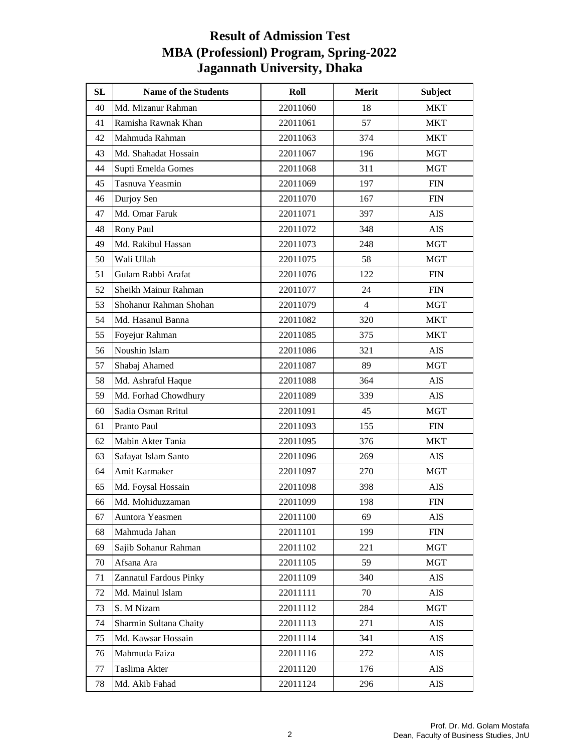# Result of Admission Test
# MBA (Professionl) Program, Spring-2022
# Jagannath University, Dhaka

| SL | Name of the Students | Roll | Merit | Subject |
|---|---|---|---|---|
| 40 | Md. Mizanur Rahman | 22011060 | 18 | MKT |
| 41 | Ramisha Rawnak Khan | 22011061 | 57 | MKT |
| 42 | Mahmuda Rahman | 22011063 | 374 | MKT |
| 43 | Md. Shahadat Hossain | 22011067 | 196 | MGT |
| 44 | Supti Emelda Gomes | 22011068 | 311 | MGT |
| 45 | Tasnuva Yeasmin | 22011069 | 197 | FIN |
| 46 | Durjoy Sen | 22011070 | 167 | FIN |
| 47 | Md. Omar Faruk | 22011071 | 397 | AIS |
| 48 | Rony Paul | 22011072 | 348 | AIS |
| 49 | Md. Rakibul Hassan | 22011073 | 248 | MGT |
| 50 | Wali Ullah | 22011075 | 58 | MGT |
| 51 | Gulam Rabbi Arafat | 22011076 | 122 | FIN |
| 52 | Sheikh Mainur Rahman | 22011077 | 24 | FIN |
| 53 | Shohanur Rahman Shohan | 22011079 | 4 | MGT |
| 54 | Md. Hasanul Banna | 22011082 | 320 | MKT |
| 55 | Foyejur Rahman | 22011085 | 375 | MKT |
| 56 | Noushin Islam | 22011086 | 321 | AIS |
| 57 | Shabaj Ahamed | 22011087 | 89 | MGT |
| 58 | Md. Ashraful Haque | 22011088 | 364 | AIS |
| 59 | Md. Forhad Chowdhury | 22011089 | 339 | AIS |
| 60 | Sadia Osman Rritul | 22011091 | 45 | MGT |
| 61 | Pranto Paul | 22011093 | 155 | FIN |
| 62 | Mabin Akter Tania | 22011095 | 376 | MKT |
| 63 | Safayat Islam Santo | 22011096 | 269 | AIS |
| 64 | Amit Karmaker | 22011097 | 270 | MGT |
| 65 | Md. Foysal Hossain | 22011098 | 398 | AIS |
| 66 | Md. Mohiduzzaman | 22011099 | 198 | FIN |
| 67 | Auntora Yeasmen | 22011100 | 69 | AIS |
| 68 | Mahmuda Jahan | 22011101 | 199 | FIN |
| 69 | Sajib Sohanur Rahman | 22011102 | 221 | MGT |
| 70 | Afsana Ara | 22011105 | 59 | MGT |
| 71 | Zannatul Fardous Pinky | 22011109 | 340 | AIS |
| 72 | Md. Mainul Islam | 22011111 | 70 | AIS |
| 73 | S. M Nizam | 22011112 | 284 | MGT |
| 74 | Sharmin Sultana Chaity | 22011113 | 271 | AIS |
| 75 | Md. Kawsar Hossain | 22011114 | 341 | AIS |
| 76 | Mahmuda Faiza | 22011116 | 272 | AIS |
| 77 | Taslima Akter | 22011120 | 176 | AIS |
| 78 | Md. Akib Fahad | 22011124 | 296 | AIS |

Prof. Dr. Md. Golam Mostafa
Dean, Faculty of Business Studies, JnU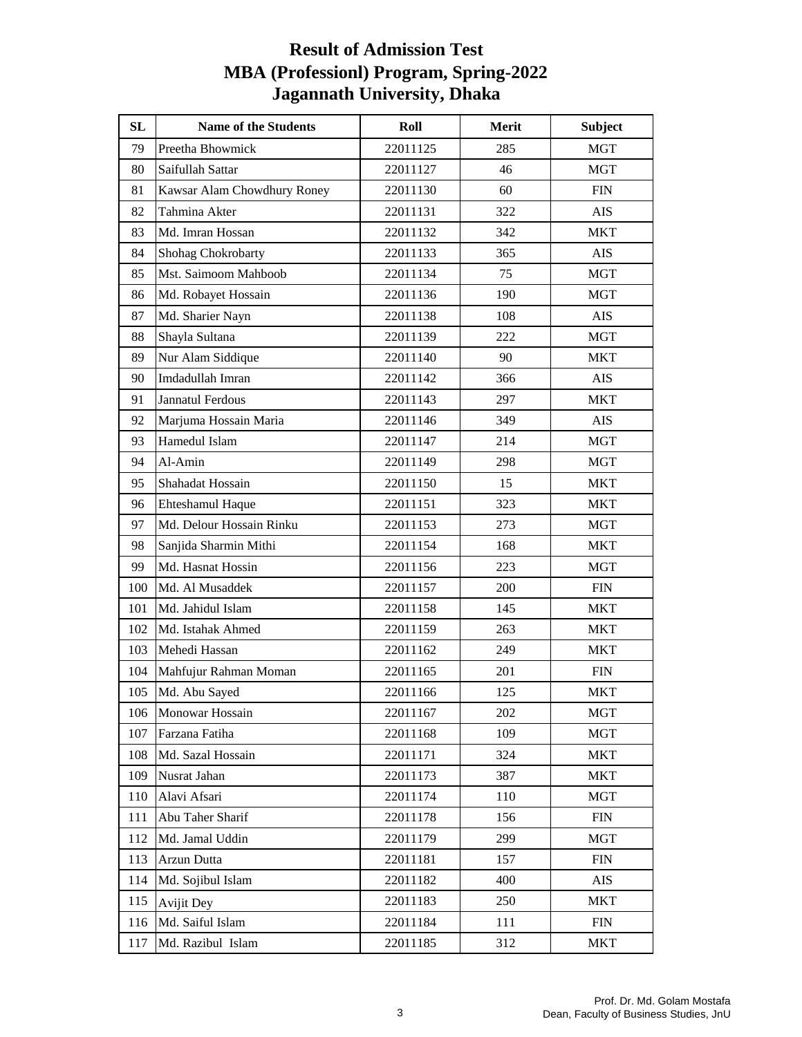# Result of Admission Test
# MBA (Professionl) Program, Spring-2022
# Jagannath University, Dhaka

| SL | Name of the Students | Roll | Merit | Subject |
|---|---|---|---|---|
| 79 | Preetha Bhowmick | 22011125 | 285 | MGT |
| 80 | Saifullah Sattar | 22011127 | 46 | MGT |
| 81 | Kawsar Alam Chowdhury Roney | 22011130 | 60 | FIN |
| 82 | Tahmina Akter | 22011131 | 322 | AIS |
| 83 | Md. Imran Hossan | 22011132 | 342 | MKT |
| 84 | Shohag Chokrobarty | 22011133 | 365 | AIS |
| 85 | Mst. Saimoom Mahboob | 22011134 | 75 | MGT |
| 86 | Md. Robayet Hossain | 22011136 | 190 | MGT |
| 87 | Md. Sharier Nayn | 22011138 | 108 | AIS |
| 88 | Shayla Sultana | 22011139 | 222 | MGT |
| 89 | Nur Alam Siddique | 22011140 | 90 | MKT |
| 90 | Imdadullah Imran | 22011142 | 366 | AIS |
| 91 | Jannatul Ferdous | 22011143 | 297 | MKT |
| 92 | Marjuma Hossain Maria | 22011146 | 349 | AIS |
| 93 | Hamedul Islam | 22011147 | 214 | MGT |
| 94 | Al-Amin | 22011149 | 298 | MGT |
| 95 | Shahadat Hossain | 22011150 | 15 | MKT |
| 96 | Ehteshamul Haque | 22011151 | 323 | MKT |
| 97 | Md. Delour Hossain Rinku | 22011153 | 273 | MGT |
| 98 | Sanjida Sharmin Mithi | 22011154 | 168 | MKT |
| 99 | Md. Hasnat Hossin | 22011156 | 223 | MGT |
| 100 | Md. Al Musaddek | 22011157 | 200 | FIN |
| 101 | Md. Jahidul Islam | 22011158 | 145 | MKT |
| 102 | Md. Istahak Ahmed | 22011159 | 263 | MKT |
| 103 | Mehedi Hassan | 22011162 | 249 | MKT |
| 104 | Mahfujur Rahman Moman | 22011165 | 201 | FIN |
| 105 | Md. Abu Sayed | 22011166 | 125 | MKT |
| 106 | Monowar Hossain | 22011167 | 202 | MGT |
| 107 | Farzana Fatiha | 22011168 | 109 | MGT |
| 108 | Md. Sazal Hossain | 22011171 | 324 | MKT |
| 109 | Nusrat Jahan | 22011173 | 387 | MKT |
| 110 | Alavi Afsari | 22011174 | 110 | MGT |
| 111 | Abu Taher Sharif | 22011178 | 156 | FIN |
| 112 | Md. Jamal Uddin | 22011179 | 299 | MGT |
| 113 | Arzun Dutta | 22011181 | 157 | FIN |
| 114 | Md. Sojibul Islam | 22011182 | 400 | AIS |
| 115 | Avijit Dey | 22011183 | 250 | MKT |
| 116 | Md. Saiful Islam | 22011184 | 111 | FIN |
| 117 | Md. Razibul Islam | 22011185 | 312 | MKT |

Prof. Dr. Md. Golam Mostafa
Dean, Faculty of Business Studies, JnU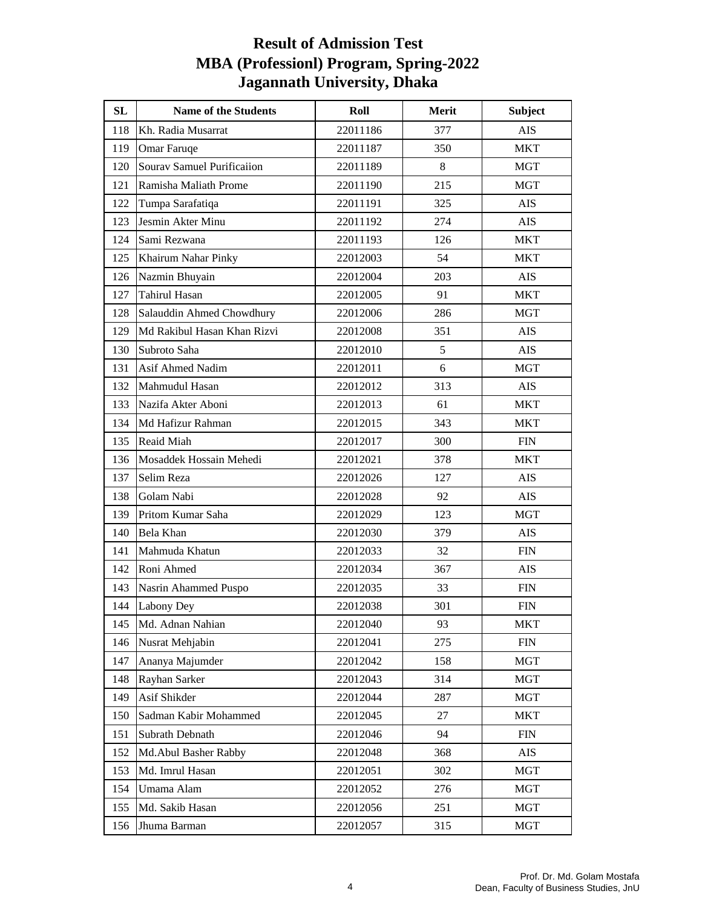# Result of Admission Test
# MBA (Professionl) Program, Spring-2022
# Jagannath University, Dhaka

| SL | Name of the Students | Roll | Merit | Subject |
|---|---|---|---|---|
| 118 | Kh. Radia Musarrat | 22011186 | 377 | AIS |
| 119 | Omar Faruqe | 22011187 | 350 | MKT |
| 120 | Sourav Samuel Purificaiion | 22011189 | 8 | MGT |
| 121 | Ramisha Maliath Prome | 22011190 | 215 | MGT |
| 122 | Tumpa Sarafatiqa | 22011191 | 325 | AIS |
| 123 | Jesmin Akter Minu | 22011192 | 274 | AIS |
| 124 | Sami Rezwana | 22011193 | 126 | MKT |
| 125 | Khairum Nahar Pinky | 22012003 | 54 | MKT |
| 126 | Nazmin Bhuyain | 22012004 | 203 | AIS |
| 127 | Tahirul Hasan | 22012005 | 91 | MKT |
| 128 | Salauddin Ahmed Chowdhury | 22012006 | 286 | MGT |
| 129 | Md Rakibul Hasan Khan Rizvi | 22012008 | 351 | AIS |
| 130 | Subroto Saha | 22012010 | 5 | AIS |
| 131 | Asif Ahmed Nadim | 22012011 | 6 | MGT |
| 132 | Mahmudul Hasan | 22012012 | 313 | AIS |
| 133 | Nazifa Akter Aboni | 22012013 | 61 | MKT |
| 134 | Md Hafizur Rahman | 22012015 | 343 | MKT |
| 135 | Reaid Miah | 22012017 | 300 | FIN |
| 136 | Mosaddek Hossain Mehedi | 22012021 | 378 | MKT |
| 137 | Selim Reza | 22012026 | 127 | AIS |
| 138 | Golam Nabi | 22012028 | 92 | AIS |
| 139 | Pritom Kumar Saha | 22012029 | 123 | MGT |
| 140 | Bela Khan | 22012030 | 379 | AIS |
| 141 | Mahmuda Khatun | 22012033 | 32 | FIN |
| 142 | Roni Ahmed | 22012034 | 367 | AIS |
| 143 | Nasrin Ahammed Puspo | 22012035 | 33 | FIN |
| 144 | Labony Dey | 22012038 | 301 | FIN |
| 145 | Md. Adnan Nahian | 22012040 | 93 | MKT |
| 146 | Nusrat Mehjabin | 22012041 | 275 | FIN |
| 147 | Ananya Majumder | 22012042 | 158 | MGT |
| 148 | Rayhan Sarker | 22012043 | 314 | MGT |
| 149 | Asif Shikder | 22012044 | 287 | MGT |
| 150 | Sadman Kabir Mohammed | 22012045 | 27 | MKT |
| 151 | Subrath Debnath | 22012046 | 94 | FIN |
| 152 | Md.Abul Basher Rabby | 22012048 | 368 | AIS |
| 153 | Md. Imrul Hasan | 22012051 | 302 | MGT |
| 154 | Umama Alam | 22012052 | 276 | MGT |
| 155 | Md. Sakib Hasan | 22012056 | 251 | MGT |
| 156 | Jhuma Barman | 22012057 | 315 | MGT |

Prof. Dr. Md. Golam Mostafa
Dean, Faculty of Business Studies, JnU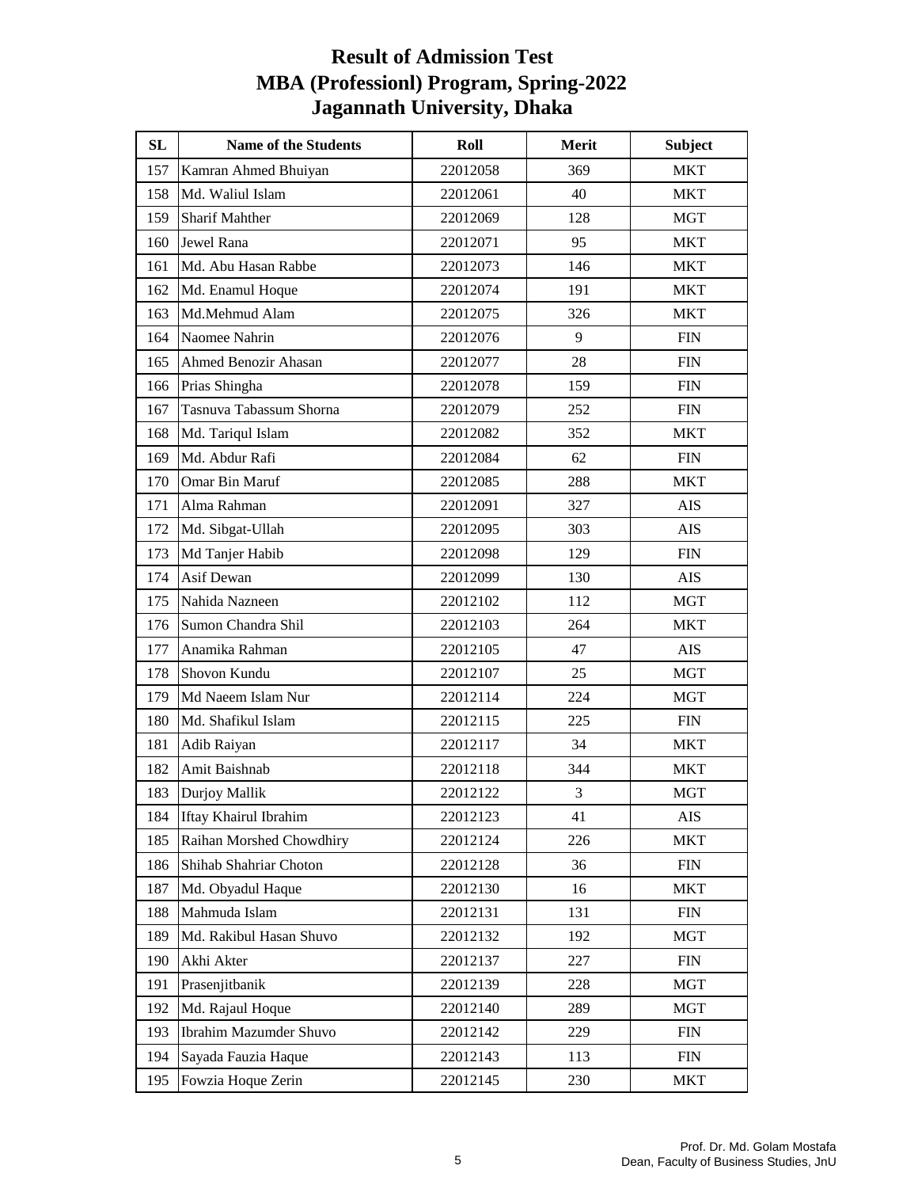# Result of Admission Test
# MBA (Professionl) Program, Spring-2022
# Jagannath University, Dhaka

| SL | Name of the Students | Roll | Merit | Subject |
|---|---|---|---|---|
| 157 | Kamran Ahmed Bhuiyan | 22012058 | 369 | MKT |
| 158 | Md. Waliul Islam | 22012061 | 40 | MKT |
| 159 | Sharif Mahther | 22012069 | 128 | MGT |
| 160 | Jewel Rana | 22012071 | 95 | MKT |
| 161 | Md. Abu Hasan Rabbe | 22012073 | 146 | MKT |
| 162 | Md. Enamul Hoque | 22012074 | 191 | MKT |
| 163 | Md.Mehmud Alam | 22012075 | 326 | MKT |
| 164 | Naomee Nahrin | 22012076 | 9 | FIN |
| 165 | Ahmed Benozir Ahasan | 22012077 | 28 | FIN |
| 166 | Prias Shingha | 22012078 | 159 | FIN |
| 167 | Tasnuva Tabassum Shorna | 22012079 | 252 | FIN |
| 168 | Md. Tariqul Islam | 22012082 | 352 | MKT |
| 169 | Md. Abdur Rafi | 22012084 | 62 | FIN |
| 170 | Omar Bin Maruf | 22012085 | 288 | MKT |
| 171 | Alma Rahman | 22012091 | 327 | AIS |
| 172 | Md. Sibgat-Ullah | 22012095 | 303 | AIS |
| 173 | Md Tanjer Habib | 22012098 | 129 | FIN |
| 174 | Asif Dewan | 22012099 | 130 | AIS |
| 175 | Nahida Nazneen | 22012102 | 112 | MGT |
| 176 | Sumon Chandra Shil | 22012103 | 264 | MKT |
| 177 | Anamika Rahman | 22012105 | 47 | AIS |
| 178 | Shovon Kundu | 22012107 | 25 | MGT |
| 179 | Md Naeem Islam Nur | 22012114 | 224 | MGT |
| 180 | Md. Shafikul Islam | 22012115 | 225 | FIN |
| 181 | Adib Raiyan | 22012117 | 34 | MKT |
| 182 | Amit Baishnab | 22012118 | 344 | MKT |
| 183 | Durjoy Mallik | 22012122 | 3 | MGT |
| 184 | Iftay Khairul Ibrahim | 22012123 | 41 | AIS |
| 185 | Raihan Morshed Chowdhiry | 22012124 | 226 | MKT |
| 186 | Shihab Shahriar Choton | 22012128 | 36 | FIN |
| 187 | Md. Obyadul Haque | 22012130 | 16 | MKT |
| 188 | Mahmuda Islam | 22012131 | 131 | FIN |
| 189 | Md. Rakibul Hasan Shuvo | 22012132 | 192 | MGT |
| 190 | Akhi Akter | 22012137 | 227 | FIN |
| 191 | Prasenjitbanik | 22012139 | 228 | MGT |
| 192 | Md. Rajaul Hoque | 22012140 | 289 | MGT |
| 193 | Ibrahim Mazumder Shuvo | 22012142 | 229 | FIN |
| 194 | Sayada Fauzia Haque | 22012143 | 113 | FIN |
| 195 | Fowzia Hoque Zerin | 22012145 | 230 | MKT |

Prof. Dr. Md. Golam Mostafa
Dean, Faculty of Business Studies, JnU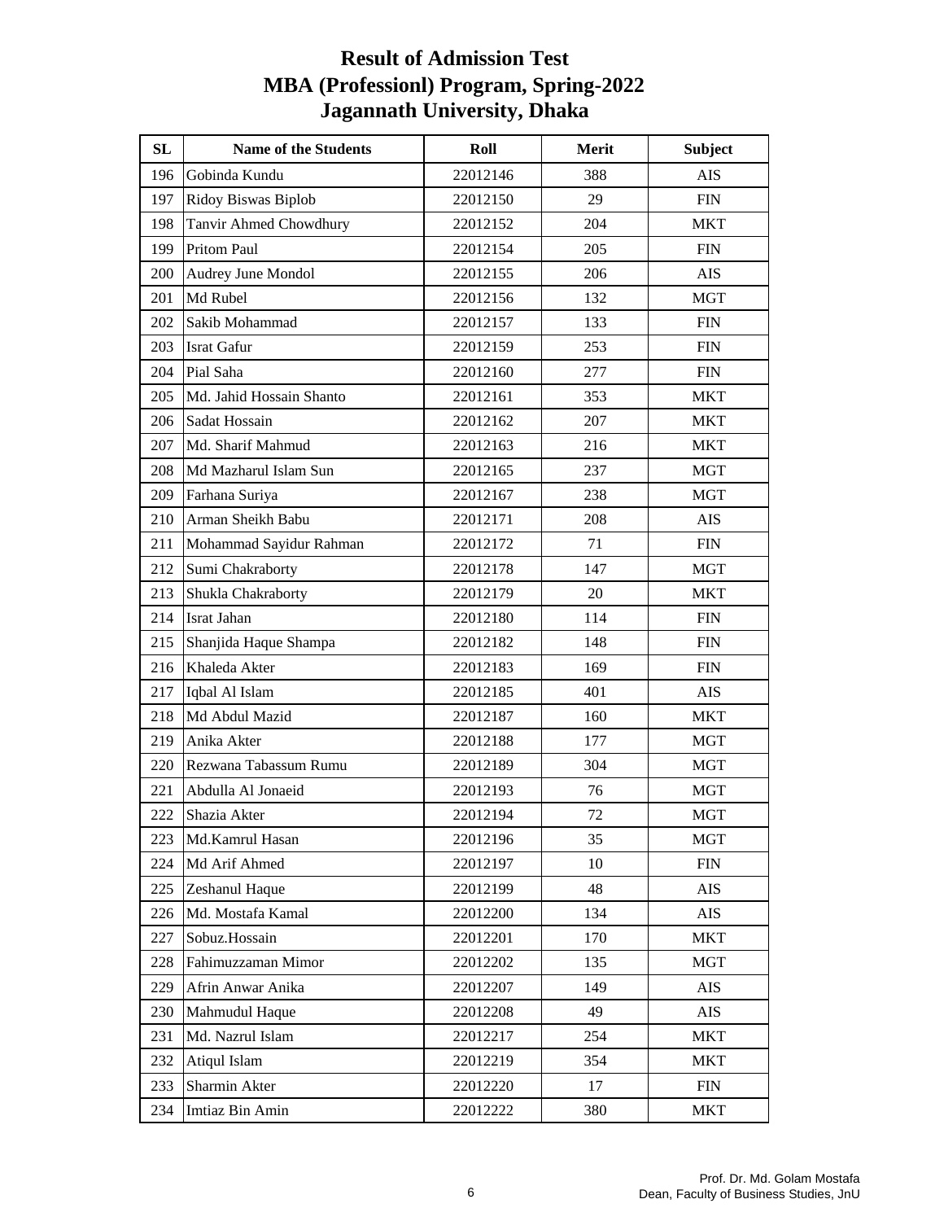# Result of Admission Test
# MBA (Professionl) Program, Spring-2022
# Jagannath University, Dhaka

| SL | Name of the Students | Roll | Merit | Subject |
|---|---|---|---|---|
| 196 | Gobinda Kundu | 22012146 | 388 | AIS |
| 197 | Ridoy Biswas Biplob | 22012150 | 29 | FIN |
| 198 | Tanvir Ahmed Chowdhury | 22012152 | 204 | MKT |
| 199 | Pritom Paul | 22012154 | 205 | FIN |
| 200 | Audrey June Mondol | 22012155 | 206 | AIS |
| 201 | Md Rubel | 22012156 | 132 | MGT |
| 202 | Sakib Mohammad | 22012157 | 133 | FIN |
| 203 | Israt Gafur | 22012159 | 253 | FIN |
| 204 | Pial Saha | 22012160 | 277 | FIN |
| 205 | Md. Jahid Hossain Shanto | 22012161 | 353 | MKT |
| 206 | Sadat Hossain | 22012162 | 207 | MKT |
| 207 | Md. Sharif Mahmud | 22012163 | 216 | MKT |
| 208 | Md Mazharul Islam Sun | 22012165 | 237 | MGT |
| 209 | Farhana Suriya | 22012167 | 238 | MGT |
| 210 | Arman Sheikh Babu | 22012171 | 208 | AIS |
| 211 | Mohammad Sayidur Rahman | 22012172 | 71 | FIN |
| 212 | Sumi Chakraborty | 22012178 | 147 | MGT |
| 213 | Shukla Chakraborty | 22012179 | 20 | MKT |
| 214 | Israt Jahan | 22012180 | 114 | FIN |
| 215 | Shanjida Haque Shampa | 22012182 | 148 | FIN |
| 216 | Khaleda Akter | 22012183 | 169 | FIN |
| 217 | Iqbal Al Islam | 22012185 | 401 | AIS |
| 218 | Md Abdul Mazid | 22012187 | 160 | MKT |
| 219 | Anika Akter | 22012188 | 177 | MGT |
| 220 | Rezwana Tabassum Rumu | 22012189 | 304 | MGT |
| 221 | Abdulla Al Jonaeid | 22012193 | 76 | MGT |
| 222 | Shazia Akter | 22012194 | 72 | MGT |
| 223 | Md.Kamrul Hasan | 22012196 | 35 | MGT |
| 224 | Md Arif Ahmed | 22012197 | 10 | FIN |
| 225 | Zeshanul Haque | 22012199 | 48 | AIS |
| 226 | Md. Mostafa Kamal | 22012200 | 134 | AIS |
| 227 | Sobuz.Hossain | 22012201 | 170 | MKT |
| 228 | Fahimuzzaman Mimor | 22012202 | 135 | MGT |
| 229 | Afrin Anwar Anika | 22012207 | 149 | AIS |
| 230 | Mahmudul Haque | 22012208 | 49 | AIS |
| 231 | Md. Nazrul Islam | 22012217 | 254 | MKT |
| 232 | Atiqul Islam | 22012219 | 354 | MKT |
| 233 | Sharmin Akter | 22012220 | 17 | FIN |
| 234 | Imtiaz Bin Amin | 22012222 | 380 | MKT |

Prof. Dr. Md. Golam Mostafa
Dean, Faculty of Business Studies, JnU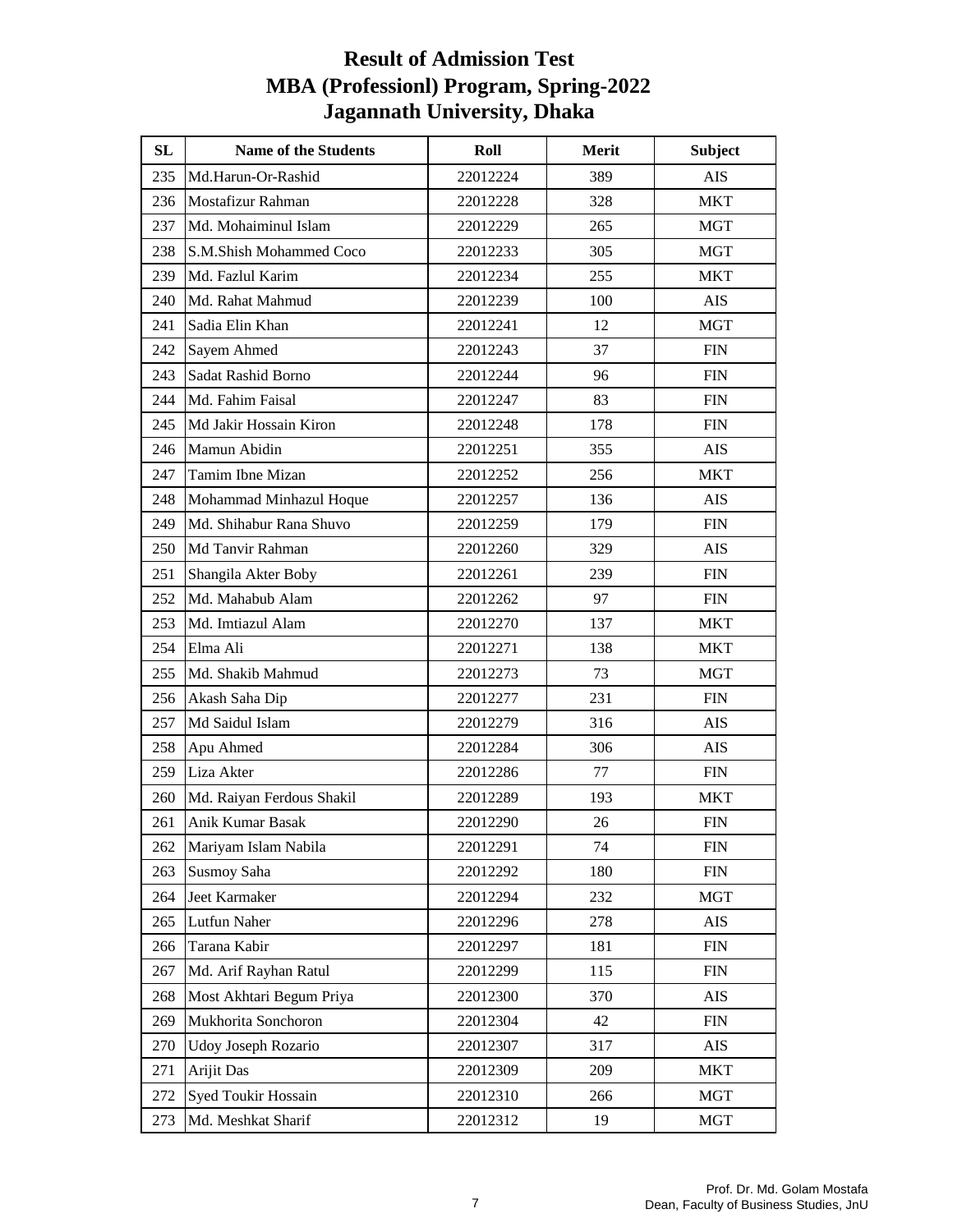# Result of Admission Test
# MBA (Professionl) Program, Spring-2022
# Jagannath University, Dhaka

| SL | Name of the Students | Roll | Merit | Subject |
|---|---|---|---|---|
| 235 | Md.Harun-Or-Rashid | 22012224 | 389 | AIS |
| 236 | Mostafizur Rahman | 22012228 | 328 | MKT |
| 237 | Md. Mohaiminul Islam | 22012229 | 265 | MGT |
| 238 | S.M.Shish Mohammed Coco | 22012233 | 305 | MGT |
| 239 | Md. Fazlul Karim | 22012234 | 255 | MKT |
| 240 | Md. Rahat Mahmud | 22012239 | 100 | AIS |
| 241 | Sadia Elin Khan | 22012241 | 12 | MGT |
| 242 | Sayem Ahmed | 22012243 | 37 | FIN |
| 243 | Sadat Rashid Borno | 22012244 | 96 | FIN |
| 244 | Md. Fahim Faisal | 22012247 | 83 | FIN |
| 245 | Md Jakir Hossain Kiron | 22012248 | 178 | FIN |
| 246 | Mamun Abidin | 22012251 | 355 | AIS |
| 247 | Tamim Ibne Mizan | 22012252 | 256 | MKT |
| 248 | Mohammad Minhazul Hoque | 22012257 | 136 | AIS |
| 249 | Md. Shihabur Rana Shuvo | 22012259 | 179 | FIN |
| 250 | Md Tanvir Rahman | 22012260 | 329 | AIS |
| 251 | Shangila Akter Boby | 22012261 | 239 | FIN |
| 252 | Md. Mahabub Alam | 22012262 | 97 | FIN |
| 253 | Md. Imtiazul Alam | 22012270 | 137 | MKT |
| 254 | Elma Ali | 22012271 | 138 | MKT |
| 255 | Md. Shakib Mahmud | 22012273 | 73 | MGT |
| 256 | Akash Saha Dip | 22012277 | 231 | FIN |
| 257 | Md Saidul Islam | 22012279 | 316 | AIS |
| 258 | Apu Ahmed | 22012284 | 306 | AIS |
| 259 | Liza Akter | 22012286 | 77 | FIN |
| 260 | Md. Raiyan Ferdous Shakil | 22012289 | 193 | MKT |
| 261 | Anik Kumar Basak | 22012290 | 26 | FIN |
| 262 | Mariyam Islam Nabila | 22012291 | 74 | FIN |
| 263 | Susmoy Saha | 22012292 | 180 | FIN |
| 264 | Jeet Karmaker | 22012294 | 232 | MGT |
| 265 | Lutfun Naher | 22012296 | 278 | AIS |
| 266 | Tarana Kabir | 22012297 | 181 | FIN |
| 267 | Md. Arif Rayhan Ratul | 22012299 | 115 | FIN |
| 268 | Most Akhtari Begum Priya | 22012300 | 370 | AIS |
| 269 | Mukhorita Sonchoron | 22012304 | 42 | FIN |
| 270 | Udoy Joseph Rozario | 22012307 | 317 | AIS |
| 271 | Arijit Das | 22012309 | 209 | MKT |
| 272 | Syed Toukir Hossain | 22012310 | 266 | MGT |
| 273 | Md. Meshkat Sharif | 22012312 | 19 | MGT |

Prof. Dr. Md. Golam Mostafa
Dean, Faculty of Business Studies, JnU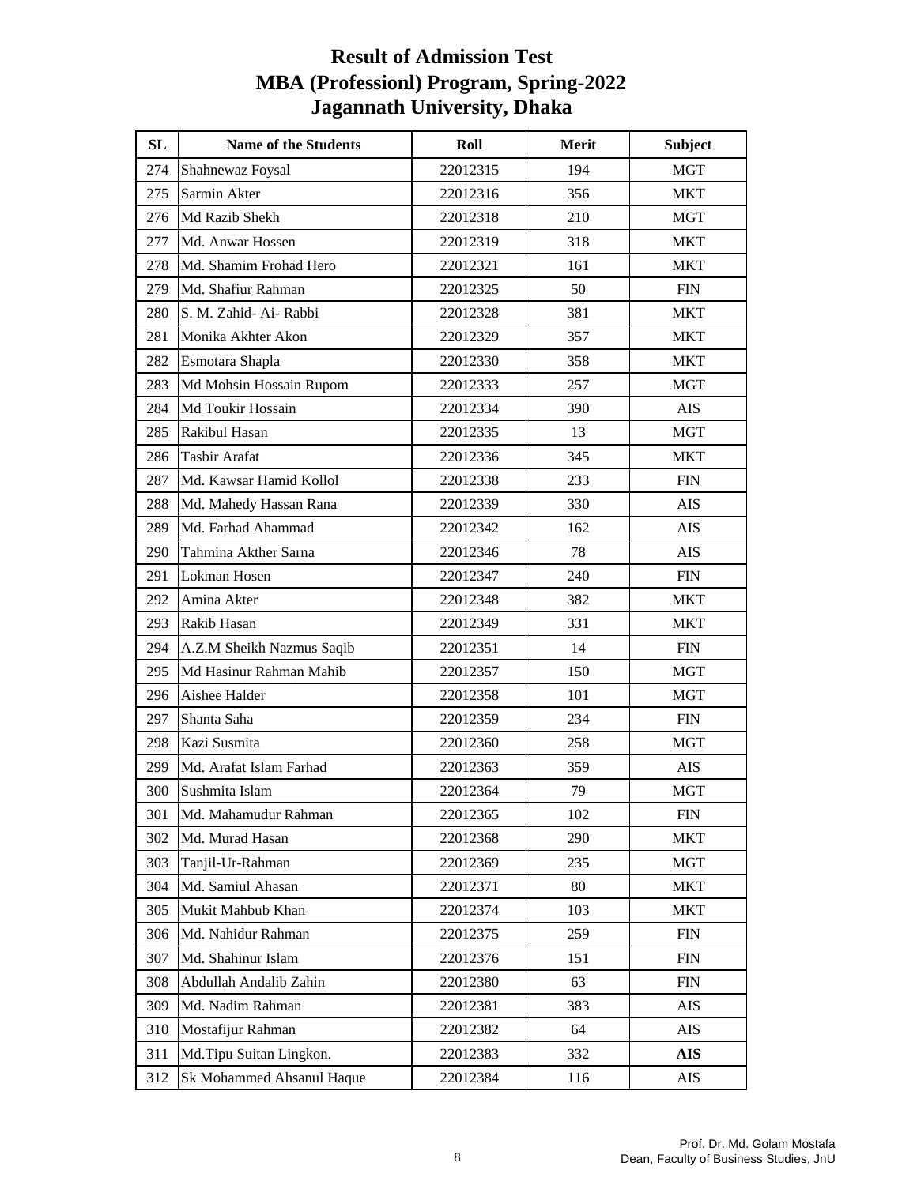# Result of Admission Test
# MBA (Professionl) Program, Spring-2022
# Jagannath University, Dhaka

| SL | Name of the Students | Roll | Merit | Subject |
|---|---|---|---|---|
| 274 | Shahnewaz Foysal | 22012315 | 194 | MGT |
| 275 | Sarmin Akter | 22012316 | 356 | MKT |
| 276 | Md Razib Shekh | 22012318 | 210 | MGT |
| 277 | Md. Anwar Hossen | 22012319 | 318 | MKT |
| 278 | Md. Shamim Frohad Hero | 22012321 | 161 | MKT |
| 279 | Md. Shafiur Rahman | 22012325 | 50 | FIN |
| 280 | S. M. Zahid- Ai- Rabbi | 22012328 | 381 | MKT |
| 281 | Monika Akhter Akon | 22012329 | 357 | MKT |
| 282 | Esmotara Shapla | 22012330 | 358 | MKT |
| 283 | Md Mohsin Hossain Rupom | 22012333 | 257 | MGT |
| 284 | Md Toukir Hossain | 22012334 | 390 | AIS |
| 285 | Rakibul Hasan | 22012335 | 13 | MGT |
| 286 | Tasbir Arafat | 22012336 | 345 | MKT |
| 287 | Md. Kawsar Hamid Kollol | 22012338 | 233 | FIN |
| 288 | Md. Mahedy Hassan Rana | 22012339 | 330 | AIS |
| 289 | Md. Farhad Ahammad | 22012342 | 162 | AIS |
| 290 | Tahmina Akther Sarna | 22012346 | 78 | AIS |
| 291 | Lokman Hosen | 22012347 | 240 | FIN |
| 292 | Amina Akter | 22012348 | 382 | MKT |
| 293 | Rakib Hasan | 22012349 | 331 | MKT |
| 294 | A.Z.M Sheikh Nazmus Saqib | 22012351 | 14 | FIN |
| 295 | Md Hasinur Rahman Mahib | 22012357 | 150 | MGT |
| 296 | Aishee Halder | 22012358 | 101 | MGT |
| 297 | Shanta Saha | 22012359 | 234 | FIN |
| 298 | Kazi Susmita | 22012360 | 258 | MGT |
| 299 | Md. Arafat Islam Farhad | 22012363 | 359 | AIS |
| 300 | Sushmita Islam | 22012364 | 79 | MGT |
| 301 | Md. Mahamudur Rahman | 22012365 | 102 | FIN |
| 302 | Md. Murad Hasan | 22012368 | 290 | MKT |
| 303 | Tanjil-Ur-Rahman | 22012369 | 235 | MGT |
| 304 | Md. Samiul Ahasan | 22012371 | 80 | MKT |
| 305 | Mukit Mahbub Khan | 22012374 | 103 | MKT |
| 306 | Md. Nahidur Rahman | 22012375 | 259 | FIN |
| 307 | Md. Shahinur Islam | 22012376 | 151 | FIN |
| 308 | Abdullah Andalib Zahin | 22012380 | 63 | FIN |
| 309 | Md. Nadim Rahman | 22012381 | 383 | AIS |
| 310 | Mostafijur Rahman | 22012382 | 64 | AIS |
| 311 | Md.Tipu Suitan Lingkon. | 22012383 | 332 | **AIS** |
| 312 | Sk Mohammed Ahsanul Haque | 22012384 | 116 | AIS |

Prof. Dr. Md. Golam Mostafa
Dean, Faculty of Business Studies, JnU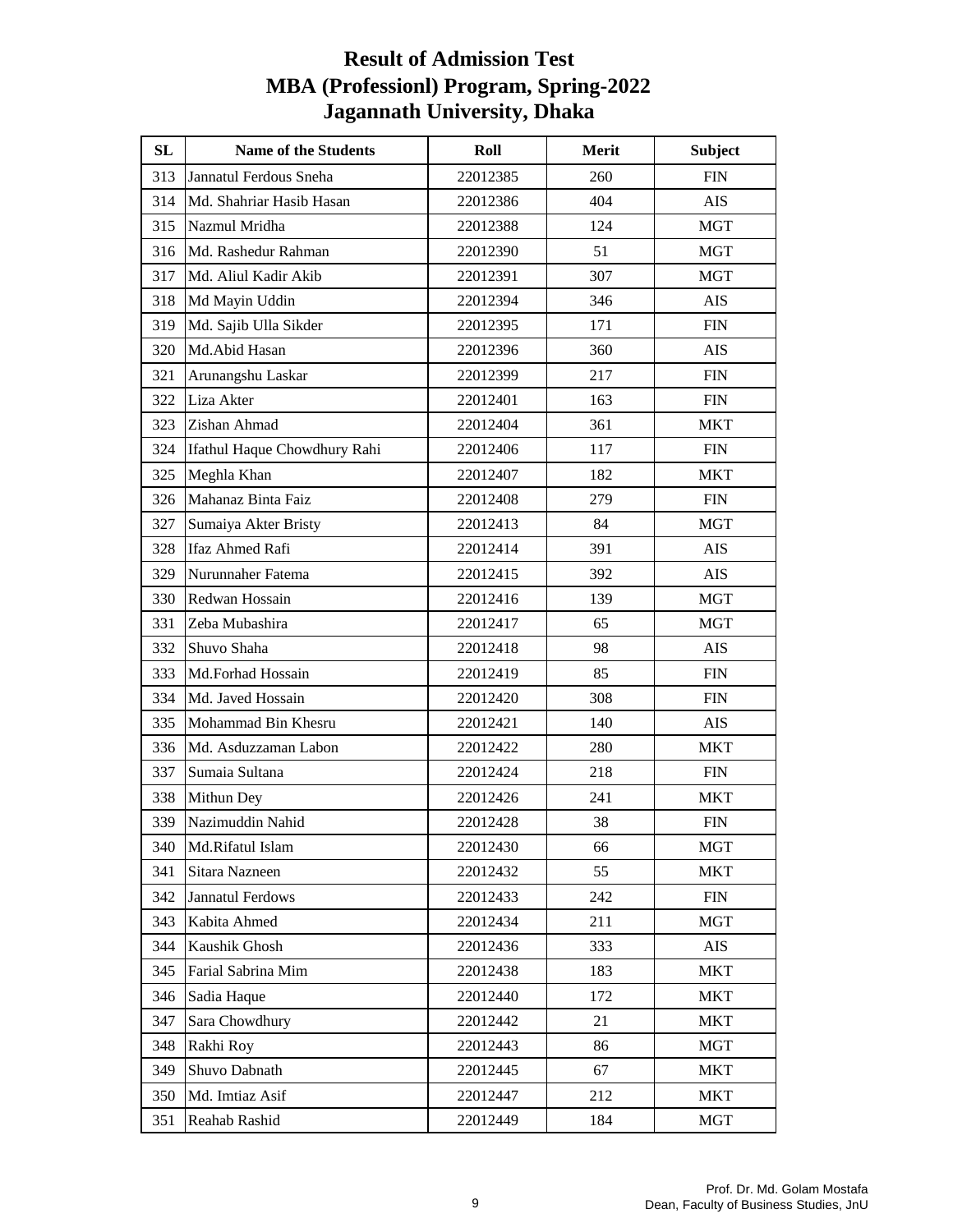# Result of Admission Test
# MBA (Professionl) Program, Spring-2022
# Jagannath University, Dhaka

| SL | Name of the Students | Roll | Merit | Subject |
|---|---|---|---|---|
| 313 | Jannatul Ferdous Sneha | 22012385 | 260 | FIN |
| 314 | Md. Shahriar Hasib Hasan | 22012386 | 404 | AIS |
| 315 | Nazmul Mridha | 22012388 | 124 | MGT |
| 316 | Md. Rashedur Rahman | 22012390 | 51 | MGT |
| 317 | Md. Aliul Kadir Akib | 22012391 | 307 | MGT |
| 318 | Md Mayin Uddin | 22012394 | 346 | AIS |
| 319 | Md. Sajib Ulla Sikder | 22012395 | 171 | FIN |
| 320 | Md.Abid Hasan | 22012396 | 360 | AIS |
| 321 | Arunangshu Laskar | 22012399 | 217 | FIN |
| 322 | Liza Akter | 22012401 | 163 | FIN |
| 323 | Zishan Ahmad | 22012404 | 361 | MKT |
| 324 | Ifathul Haque Chowdhury Rahi | 22012406 | 117 | FIN |
| 325 | Meghla Khan | 22012407 | 182 | MKT |
| 326 | Mahanaz Binta Faiz | 22012408 | 279 | FIN |
| 327 | Sumaiya Akter Bristy | 22012413 | 84 | MGT |
| 328 | Ifaz Ahmed Rafi | 22012414 | 391 | AIS |
| 329 | Nurunnaher Fatema | 22012415 | 392 | AIS |
| 330 | Redwan Hossain | 22012416 | 139 | MGT |
| 331 | Zeba Mubashira | 22012417 | 65 | MGT |
| 332 | Shuvo Shaha | 22012418 | 98 | AIS |
| 333 | Md.Forhad Hossain | 22012419 | 85 | FIN |
| 334 | Md. Javed Hossain | 22012420 | 308 | FIN |
| 335 | Mohammad Bin Khesru | 22012421 | 140 | AIS |
| 336 | Md. Asduzzaman Labon | 22012422 | 280 | MKT |
| 337 | Sumaia Sultana | 22012424 | 218 | FIN |
| 338 | Mithun Dey | 22012426 | 241 | MKT |
| 339 | Nazimuddin Nahid | 22012428 | 38 | FIN |
| 340 | Md.Rifatul Islam | 22012430 | 66 | MGT |
| 341 | Sitara Nazneen | 22012432 | 55 | MKT |
| 342 | Jannatul Ferdows | 22012433 | 242 | FIN |
| 343 | Kabita Ahmed | 22012434 | 211 | MGT |
| 344 | Kaushik Ghosh | 22012436 | 333 | AIS |
| 345 | Farial Sabrina Mim | 22012438 | 183 | MKT |
| 346 | Sadia Haque | 22012440 | 172 | MKT |
| 347 | Sara Chowdhury | 22012442 | 21 | MKT |
| 348 | Rakhi Roy | 22012443 | 86 | MGT |
| 349 | Shuvo Dabnath | 22012445 | 67 | MKT |
| 350 | Md. Imtiaz Asif | 22012447 | 212 | MKT |
| 351 | Reahab Rashid | 22012449 | 184 | MGT |

Prof. Dr. Md. Golam Mostafa
Dean, Faculty of Business Studies, JnU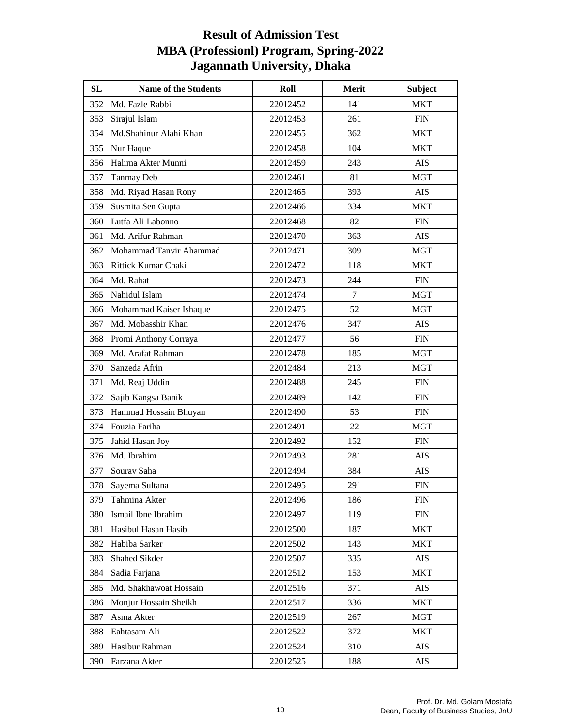# Result of Admission Test
# MBA (Professionl) Program, Spring-2022
# Jagannath University, Dhaka

| SL | Name of the Students | Roll | Merit | Subject |
|---|---|---|---|---|
| 352 | Md. Fazle Rabbi | 22012452 | 141 | MKT |
| 353 | Sirajul Islam | 22012453 | 261 | FIN |
| 354 | Md.Shahinur Alahi Khan | 22012455 | 362 | MKT |
| 355 | Nur Haque | 22012458 | 104 | MKT |
| 356 | Halima Akter Munni | 22012459 | 243 | AIS |
| 357 | Tanmay Deb | 22012461 | 81 | MGT |
| 358 | Md. Riyad Hasan Rony | 22012465 | 393 | AIS |
| 359 | Susmita Sen Gupta | 22012466 | 334 | MKT |
| 360 | Lutfa Ali Labonno | 22012468 | 82 | FIN |
| 361 | Md. Arifur Rahman | 22012470 | 363 | AIS |
| 362 | Mohammad Tanvir Ahammad | 22012471 | 309 | MGT |
| 363 | Rittick Kumar Chaki | 22012472 | 118 | MKT |
| 364 | Md. Rahat | 22012473 | 244 | FIN |
| 365 | Nahidul Islam | 22012474 | 7 | MGT |
| 366 | Mohammad Kaiser Ishaque | 22012475 | 52 | MGT |
| 367 | Md. Mobasshir Khan | 22012476 | 347 | AIS |
| 368 | Promi Anthony Corraya | 22012477 | 56 | FIN |
| 369 | Md. Arafat Rahman | 22012478 | 185 | MGT |
| 370 | Sanzeda Afrin | 22012484 | 213 | MGT |
| 371 | Md. Reaj Uddin | 22012488 | 245 | FIN |
| 372 | Sajib Kangsa Banik | 22012489 | 142 | FIN |
| 373 | Hammad Hossain Bhuyan | 22012490 | 53 | FIN |
| 374 | Fouzia Fariha | 22012491 | 22 | MGT |
| 375 | Jahid Hasan Joy | 22012492 | 152 | FIN |
| 376 | Md. Ibrahim | 22012493 | 281 | AIS |
| 377 | Sourav Saha | 22012494 | 384 | AIS |
| 378 | Sayema Sultana | 22012495 | 291 | FIN |
| 379 | Tahmina Akter | 22012496 | 186 | FIN |
| 380 | Ismail Ibne Ibrahim | 22012497 | 119 | FIN |
| 381 | Hasibul Hasan Hasib | 22012500 | 187 | MKT |
| 382 | Habiba Sarker | 22012502 | 143 | MKT |
| 383 | Shahed Sikder | 22012507 | 335 | AIS |
| 384 | Sadia Farjana | 22012512 | 153 | MKT |
| 385 | Md. Shakhawoat Hossain | 22012516 | 371 | AIS |
| 386 | Monjur Hossain Sheikh | 22012517 | 336 | MKT |
| 387 | Asma Akter | 22012519 | 267 | MGT |
| 388 | Eahtasam Ali | 22012522 | 372 | MKT |
| 389 | Hasibur Rahman | 22012524 | 310 | AIS |
| 390 | Farzana Akter | 22012525 | 188 | AIS |

Prof. Dr. Md. Golam Mostafa
Dean, Faculty of Business Studies, JnU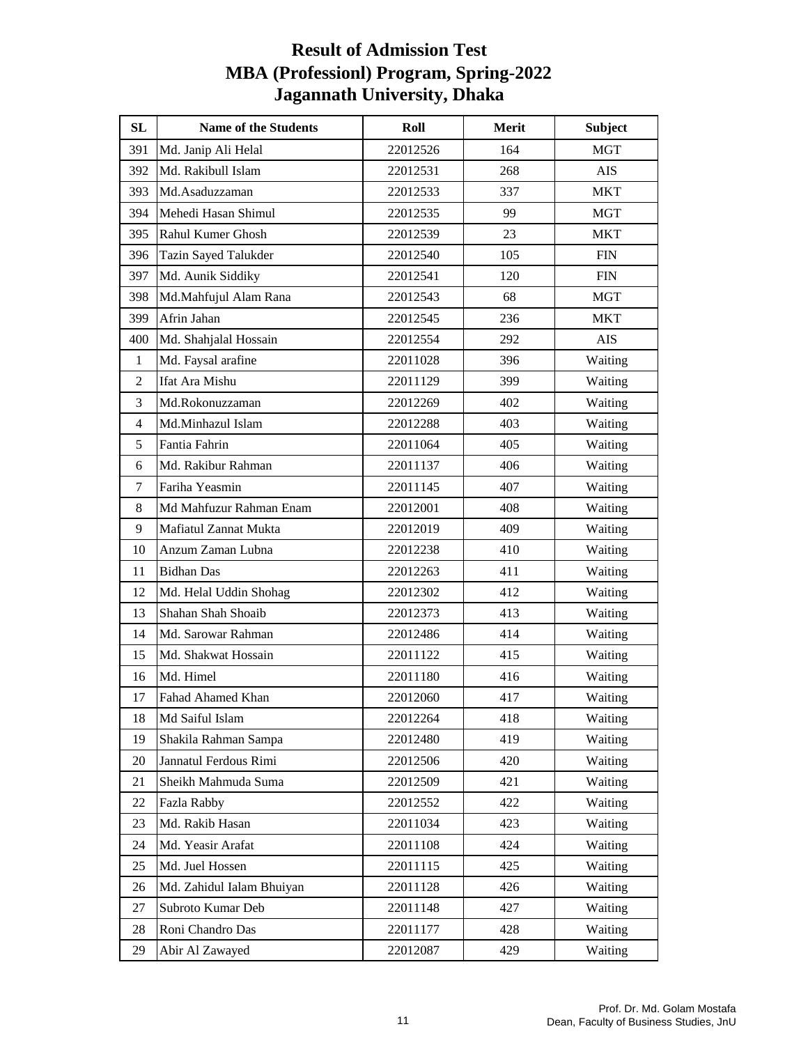# Result of Admission Test
# MBA (Professionl) Program, Spring-2022
# Jagannath University, Dhaka

| SL | Name of the Students | Roll | Merit | Subject |
|---|---|---|---|---|
| 391 | Md. Janip Ali Helal | 22012526 | 164 | MGT |
| 392 | Md. Rakibull Islam | 22012531 | 268 | AIS |
| 393 | Md.Asaduzzaman | 22012533 | 337 | MKT |
| 394 | Mehedi Hasan Shimul | 22012535 | 99 | MGT |
| 395 | Rahul Kumer Ghosh | 22012539 | 23 | MKT |
| 396 | Tazin Sayed Talukder | 22012540 | 105 | FIN |
| 397 | Md. Aunik Siddiky | 22012541 | 120 | FIN |
| 398 | Md.Mahfujul Alam Rana | 22012543 | 68 | MGT |
| 399 | Afrin Jahan | 22012545 | 236 | MKT |
| 400 | Md. Shahjalal Hossain | 22012554 | 292 | AIS |
| 1 | Md. Faysal arafine | 22011028 | 396 | Waiting |
| 2 | Ifat Ara Mishu | 22011129 | 399 | Waiting |
| 3 | Md.Rokonuzzaman | 22012269 | 402 | Waiting |
| 4 | Md.Minhazul Islam | 22012288 | 403 | Waiting |
| 5 | Fantia Fahrin | 22011064 | 405 | Waiting |
| 6 | Md. Rakibur Rahman | 22011137 | 406 | Waiting |
| 7 | Fariha Yeasmin | 22011145 | 407 | Waiting |
| 8 | Md Mahfuzur Rahman Enam | 22012001 | 408 | Waiting |
| 9 | Mafiatul Zannat Mukta | 22012019 | 409 | Waiting |
| 10 | Anzum Zaman Lubna | 22012238 | 410 | Waiting |
| 11 | Bidhan Das | 22012263 | 411 | Waiting |
| 12 | Md. Helal Uddin Shohag | 22012302 | 412 | Waiting |
| 13 | Shahan Shah Shoaib | 22012373 | 413 | Waiting |
| 14 | Md. Sarowar Rahman | 22012486 | 414 | Waiting |
| 15 | Md. Shakwat Hossain | 22011122 | 415 | Waiting |
| 16 | Md. Himel | 22011180 | 416 | Waiting |
| 17 | Fahad Ahamed Khan | 22012060 | 417 | Waiting |
| 18 | Md Saiful Islam | 22012264 | 418 | Waiting |
| 19 | Shakila Rahman Sampa | 22012480 | 419 | Waiting |
| 20 | Jannatul Ferdous Rimi | 22012506 | 420 | Waiting |
| 21 | Sheikh Mahmuda Suma | 22012509 | 421 | Waiting |
| 22 | Fazla Rabby | 22012552 | 422 | Waiting |
| 23 | Md. Rakib Hasan | 22011034 | 423 | Waiting |
| 24 | Md. Yeasir Arafat | 22011108 | 424 | Waiting |
| 25 | Md. Juel Hossen | 22011115 | 425 | Waiting |
| 26 | Md. Zahidul Ialam Bhuiyan | 22011128 | 426 | Waiting |
| 27 | Subroto Kumar Deb | 22011148 | 427 | Waiting |
| 28 | Roni Chandro Das | 22011177 | 428 | Waiting |
| 29 | Abir Al Zawayed | 22012087 | 429 | Waiting |

Prof. Dr. Md. Golam Mostafa
Dean, Faculty of Business Studies, JnU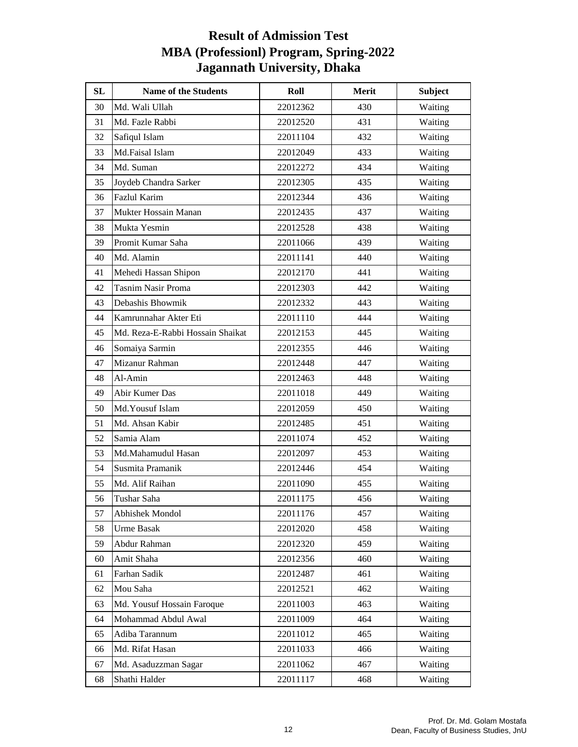# Result of Admission Test
# MBA (Professionl) Program, Spring-2022
# Jagannath University, Dhaka

| SL | Name of the Students | Roll | Merit | Subject |
|---|---|---|---|---|
| 30 | Md. Wali Ullah | 22012362 | 430 | Waiting |
| 31 | Md. Fazle Rabbi | 22012520 | 431 | Waiting |
| 32 | Safiqul Islam | 22011104 | 432 | Waiting |
| 33 | Md.Faisal Islam | 22012049 | 433 | Waiting |
| 34 | Md. Suman | 22012272 | 434 | Waiting |
| 35 | Joydeb Chandra Sarker | 22012305 | 435 | Waiting |
| 36 | Fazlul Karim | 22012344 | 436 | Waiting |
| 37 | Mukter Hossain Manan | 22012435 | 437 | Waiting |
| 38 | Mukta Yesmin | 22012528 | 438 | Waiting |
| 39 | Promit Kumar Saha | 22011066 | 439 | Waiting |
| 40 | Md. Alamin | 22011141 | 440 | Waiting |
| 41 | Mehedi Hassan Shipon | 22012170 | 441 | Waiting |
| 42 | Tasnim Nasir Proma | 22012303 | 442 | Waiting |
| 43 | Debashis Bhowmik | 22012332 | 443 | Waiting |
| 44 | Kamrunnahar Akter Eti | 22011110 | 444 | Waiting |
| 45 | Md. Reza-E-Rabbi Hossain Shaikat | 22012153 | 445 | Waiting |
| 46 | Somaiya Sarmin | 22012355 | 446 | Waiting |
| 47 | Mizanur Rahman | 22012448 | 447 | Waiting |
| 48 | Al-Amin | 22012463 | 448 | Waiting |
| 49 | Abir Kumer Das | 22011018 | 449 | Waiting |
| 50 | Md.Yousuf Islam | 22012059 | 450 | Waiting |
| 51 | Md. Ahsan Kabir | 22012485 | 451 | Waiting |
| 52 | Samia Alam | 22011074 | 452 | Waiting |
| 53 | Md.Mahamudul Hasan | 22012097 | 453 | Waiting |
| 54 | Susmita Pramanik | 22012446 | 454 | Waiting |
| 55 | Md. Alif Raihan | 22011090 | 455 | Waiting |
| 56 | Tushar Saha | 22011175 | 456 | Waiting |
| 57 | Abhishek Mondol | 22011176 | 457 | Waiting |
| 58 | Urme Basak | 22012020 | 458 | Waiting |
| 59 | Abdur Rahman | 22012320 | 459 | Waiting |
| 60 | Amit Shaha | 22012356 | 460 | Waiting |
| 61 | Farhan Sadik | 22012487 | 461 | Waiting |
| 62 | Mou Saha | 22012521 | 462 | Waiting |
| 63 | Md. Yousuf Hossain Faroque | 22011003 | 463 | Waiting |
| 64 | Mohammad Abdul Awal | 22011009 | 464 | Waiting |
| 65 | Adiba Tarannum | 22011012 | 465 | Waiting |
| 66 | Md. Rifat Hasan | 22011033 | 466 | Waiting |
| 67 | Md. Asaduzzman Sagar | 22011062 | 467 | Waiting |
| 68 | Shathi Halder | 22011117 | 468 | Waiting |

Prof. Dr. Md. Golam Mostafa
Dean, Faculty of Business Studies, JnU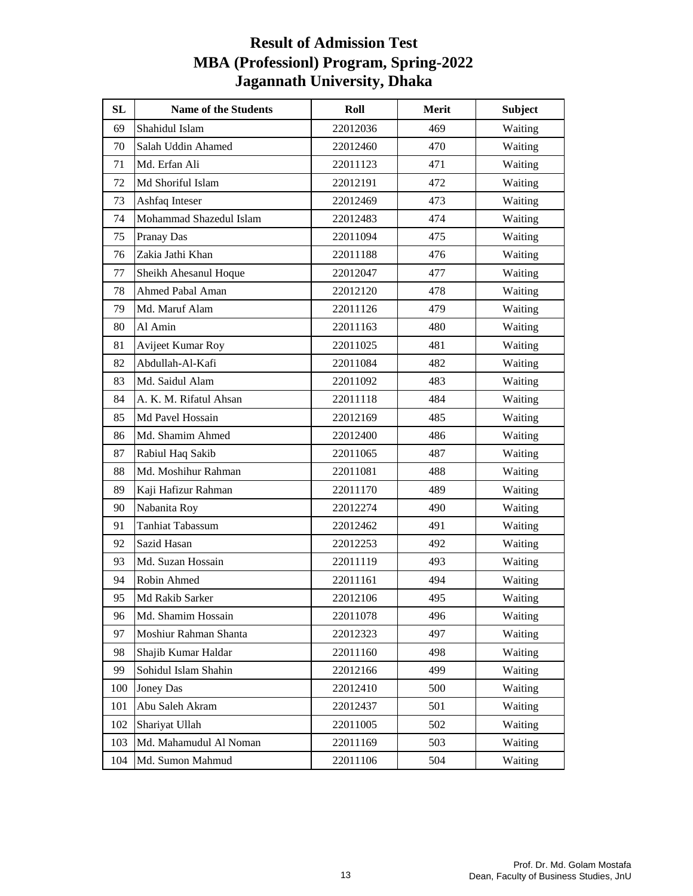# Result of Admission Test
# MBA (Professionl) Program, Spring-2022
# Jagannath University, Dhaka

| SL | Name of the Students | Roll | Merit | Subject |
|---|---|---|---|---|
| 69 | Shahidul Islam | 22012036 | 469 | Waiting |
| 70 | Salah Uddin Ahamed | 22012460 | 470 | Waiting |
| 71 | Md. Erfan Ali | 22011123 | 471 | Waiting |
| 72 | Md Shoriful Islam | 22012191 | 472 | Waiting |
| 73 | Ashfaq Inteser | 22012469 | 473 | Waiting |
| 74 | Mohammad Shazedul Islam | 22012483 | 474 | Waiting |
| 75 | Pranay Das | 22011094 | 475 | Waiting |
| 76 | Zakia Jathi Khan | 22011188 | 476 | Waiting |
| 77 | Sheikh Ahesanul Hoque | 22012047 | 477 | Waiting |
| 78 | Ahmed Pabal Aman | 22012120 | 478 | Waiting |
| 79 | Md. Maruf Alam | 22011126 | 479 | Waiting |
| 80 | Al Amin | 22011163 | 480 | Waiting |
| 81 | Avijeet Kumar Roy | 22011025 | 481 | Waiting |
| 82 | Abdullah-Al-Kafi | 22011084 | 482 | Waiting |
| 83 | Md. Saidul Alam | 22011092 | 483 | Waiting |
| 84 | A. K. M. Rifatul Ahsan | 22011118 | 484 | Waiting |
| 85 | Md Pavel Hossain | 22012169 | 485 | Waiting |
| 86 | Md. Shamim Ahmed | 22012400 | 486 | Waiting |
| 87 | Rabiul Haq Sakib | 22011065 | 487 | Waiting |
| 88 | Md. Moshihur Rahman | 22011081 | 488 | Waiting |
| 89 | Kaji Hafizur Rahman | 22011170 | 489 | Waiting |
| 90 | Nabanita Roy | 22012274 | 490 | Waiting |
| 91 | Tanhiat Tabassum | 22012462 | 491 | Waiting |
| 92 | Sazid Hasan | 22012253 | 492 | Waiting |
| 93 | Md. Suzan Hossain | 22011119 | 493 | Waiting |
| 94 | Robin Ahmed | 22011161 | 494 | Waiting |
| 95 | Md Rakib Sarker | 22012106 | 495 | Waiting |
| 96 | Md. Shamim Hossain | 22011078 | 496 | Waiting |
| 97 | Moshiur Rahman Shanta | 22012323 | 497 | Waiting |
| 98 | Shajib Kumar Haldar | 22011160 | 498 | Waiting |
| 99 | Sohidul Islam Shahin | 22012166 | 499 | Waiting |
| 100 | Joney Das | 22012410 | 500 | Waiting |
| 101 | Abu Saleh Akram | 22012437 | 501 | Waiting |
| 102 | Shariyat Ullah | 22011005 | 502 | Waiting |
| 103 | Md. Mahamudul Al Noman | 22011169 | 503 | Waiting |
| 104 | Md. Sumon Mahmud | 22011106 | 504 | Waiting |

Prof. Dr. Md. Golam Mostafa
Dean, Faculty of Business Studies, JnU